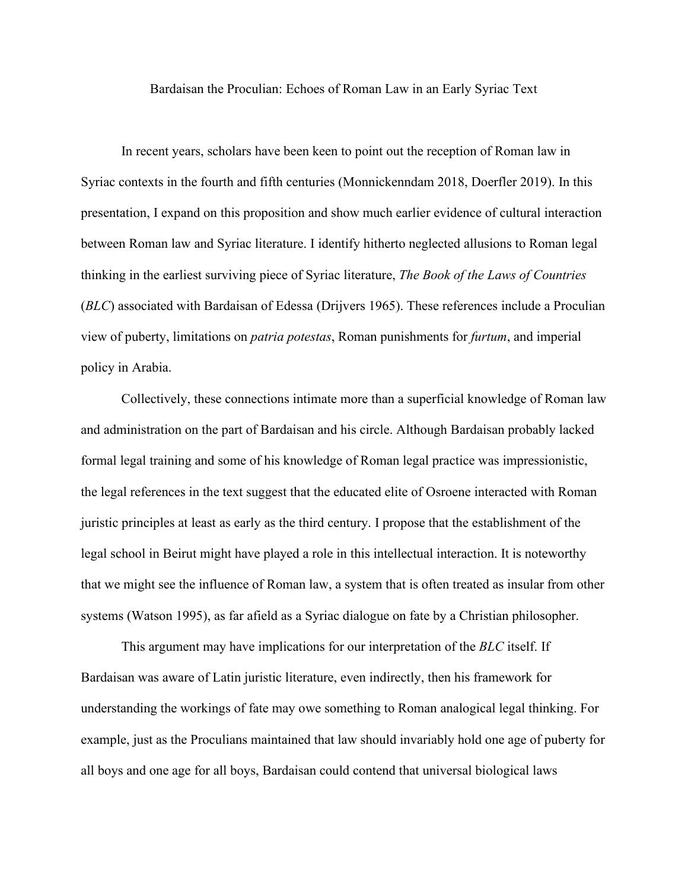# Bardaisan the Proculian: Echoes of Roman Law in an Early Syriac Text

In recent years, scholars have been keen to point out the reception of Roman law in Syriac contexts in the fourth and fifth centuries (Monnickenndam 2018, Doerfler 2019). In this presentation, I expand on this proposition and show much earlier evidence of cultural interaction between Roman law and Syriac literature. I identify hitherto neglected allusions to Roman legal thinking in the earliest surviving piece of Syriac literature, *The Book of the Laws of Countries* (*BLC*) associated with Bardaisan of Edessa (Drijvers 1965). These references include a Proculian view of puberty, limitations on *patria potestas*, Roman punishments for *furtum*, and imperial policy in Arabia.

Collectively, these connections intimate more than a superficial knowledge of Roman law and administration on the part of Bardaisan and his circle. Although Bardaisan probably lacked formal legal training and some of his knowledge of Roman legal practice was impressionistic, the legal references in the text suggest that the educated elite of Osroene interacted with Roman juristic principles at least as early as the third century. I propose that the establishment of the legal school in Beirut might have played a role in this intellectual interaction. It is noteworthy that we might see the influence of Roman law, a system that is often treated as insular from other systems (Watson 1995), as far afield as a Syriac dialogue on fate by a Christian philosopher.

This argument may have implications for our interpretation of the *BLC* itself. If Bardaisan was aware of Latin juristic literature, even indirectly, then his framework for understanding the workings of fate may owe something to Roman analogical legal thinking. For example, just as the Proculians maintained that law should invariably hold one age of puberty for all boys and one age for all boys, Bardaisan could contend that universal biological laws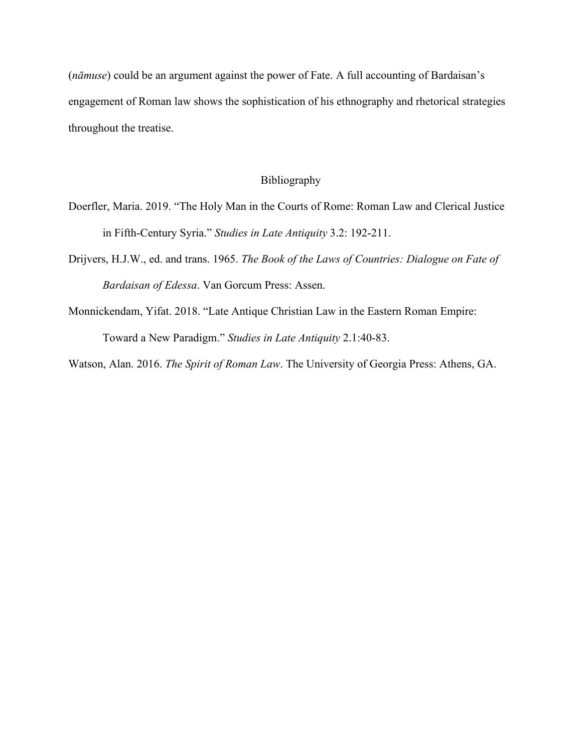(*nāmuse*) could be an argument against the power of Fate. A full accounting of Bardaisan's engagement of Roman law shows the sophistication of his ethnography and rhetorical strategies throughout the treatise.

## Bibliography

Doerfler, Maria. 2019. "The Holy Man in the Courts of Rome: Roman Law and Clerical Justice in Fifth-Century Syria." *Studies in Late Antiquity* 3.2: 192-211.

Drijvers, H.J.W., ed. and trans. 1965. *The Book of the Laws of Countries: Dialogue on Fate of Bardaisan of Edessa*. Van Gorcum Press: Assen.

Monnickendam, Yifat. 2018. "Late Antique Christian Law in the Eastern Roman Empire: Toward a New Paradigm." *Studies in Late Antiquity* 2.1:40-83.

Watson, Alan. 2016. *The Spirit of Roman Law*. The University of Georgia Press: Athens, GA.